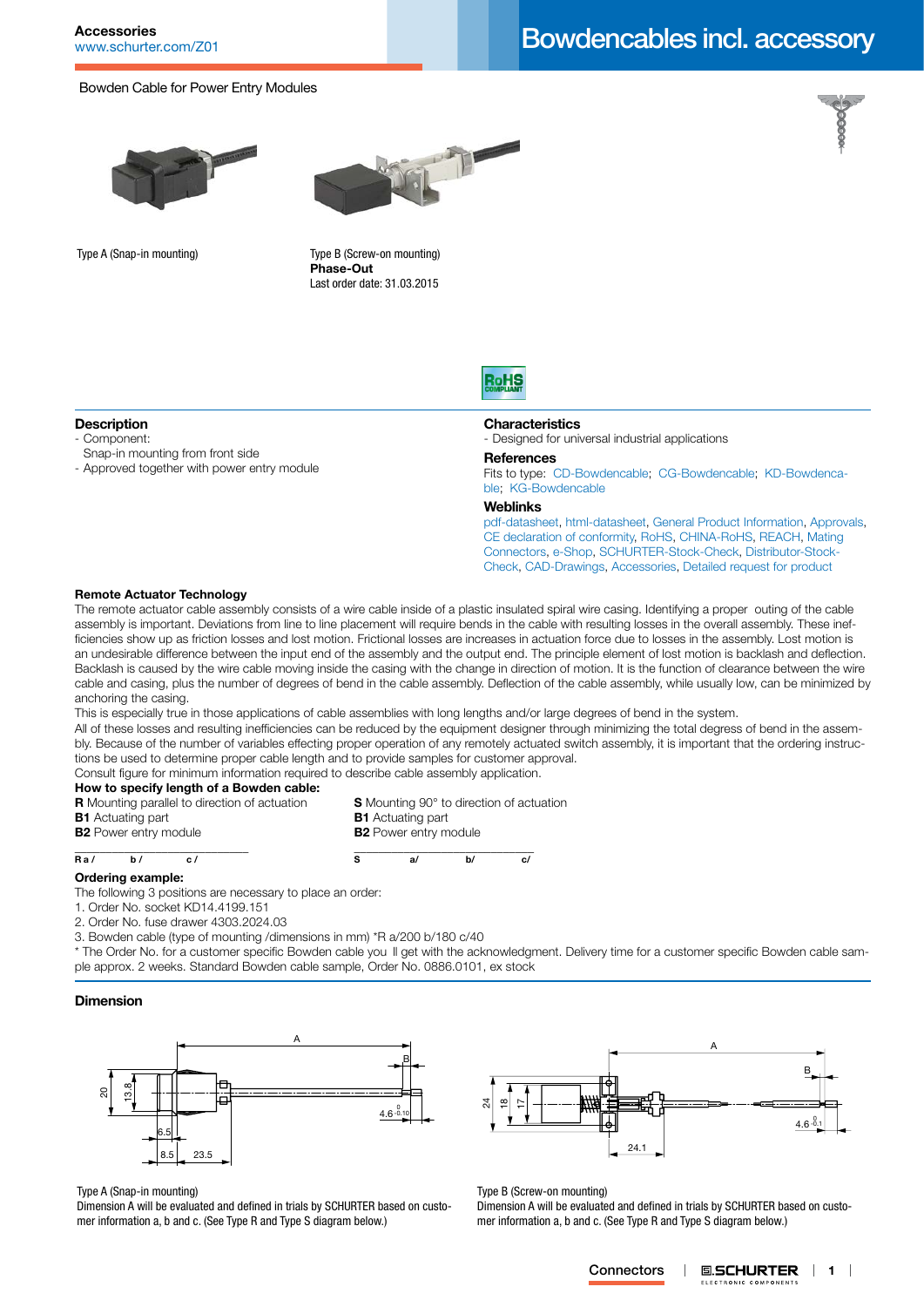# Bowdencables incl. accessory

Accessories
www.schurter.com/Z01

Bowden Cable for Power Entry Modules

Type A (Snap-in mounting)

Type B (Screw-on mounting)
**Phase-Out**
Last order date: 31.03.2015

## Description

- Component:
  Snap-in mounting from front side
- Approved together with power entry module

## Characteristics

- Designed for universal industrial applications

## References

Fits to type: CD-Bowdencable; CG-Bowdencable; KD-Bowdenca-ble; KG-Bowdencable

## Weblinks

pdf-datasheet, html-datasheet, General Product Information, Approvals, CE declaration of conformity, RoHS, CHINA-RoHS, REACH, Mating Connectors, e-Shop, SCHURTER-Stock-Check, Distributor-Stock-Check, CAD-Drawings, Accessories, Detailed request for product

### Remote Actuator Technology

The remote actuator cable assembly consists of a wire cable inside of a plastic insulated spiral wire casing. Identifying a proper outing of the cable assembly is important. Deviations from line to line placement will require bends in the cable with resulting losses in the overall assembly. These inefficiencies show up as friction losses and lost motion. Frictional losses are increases in actuation force due to losses in the assembly. Lost motion is an undesirable difference between the input end of the assembly and the output end. The principle element of lost motion is backlash and deflection. Backlash is caused by the wire cable moving inside the casing with the change in direction of motion. It is the function of clearance between the wire cable and casing, plus the number of degrees of bend in the cable assembly. Deflection of the cable assembly, while usually low, can be minimized by anchoring the casing.

This is especially true in those applications of cable assemblies with long lengths and/or large degrees of bend in the system.

All of these losses and inefficiencies can be reduced by the equipment designer through minimizing the total degress of bend in the assembly. Because of the number of variables effecting proper operation of any remotely actuated switch assembly, it is important that the ordering instructions be used to determine proper cable length and to provide samples for customer approval.

Consult figure for minimum information required to describe cable assembly application.

**How to specify length of a Bowden cable:**

**R** Mounting parallel to direction of actuation
**B1** Actuating part
**B2** Power entry module

R a / b / c /

**S** Mounting 90° to direction of actuation
**B1** Actuating part
**B2** Power entry module

S a/ b/ c/

**Ordering example:**

The following 3 positions are necessary to place an order:

1. Order No. socket KD14.4199.151
2. Order No. fuse drawer 4303.2024.03
3. Bowden cable (type of mounting /dimensions in mm) *R a/200 b/180 c/40

* The Order No. for a customer specific Bowden cable you ll get with the acknowledgment. Delivery time for a customer specific Bowden cable sample approx. 2 weeks. Standard Bowden cable sample, Order No. 0886.0101, ex stock

### Dimension

Type A (Snap-in mounting)
Dimension A will be evaluated and defined in trials by SCHURTER based on customer information a, b and c. (See Type R and Type S diagram below.)

Type B (Screw-on mounting)
Dimension A will be evaluated and defined in trials by SCHURTER based on customer information a, b and c. (See Type R and Type S diagram below.)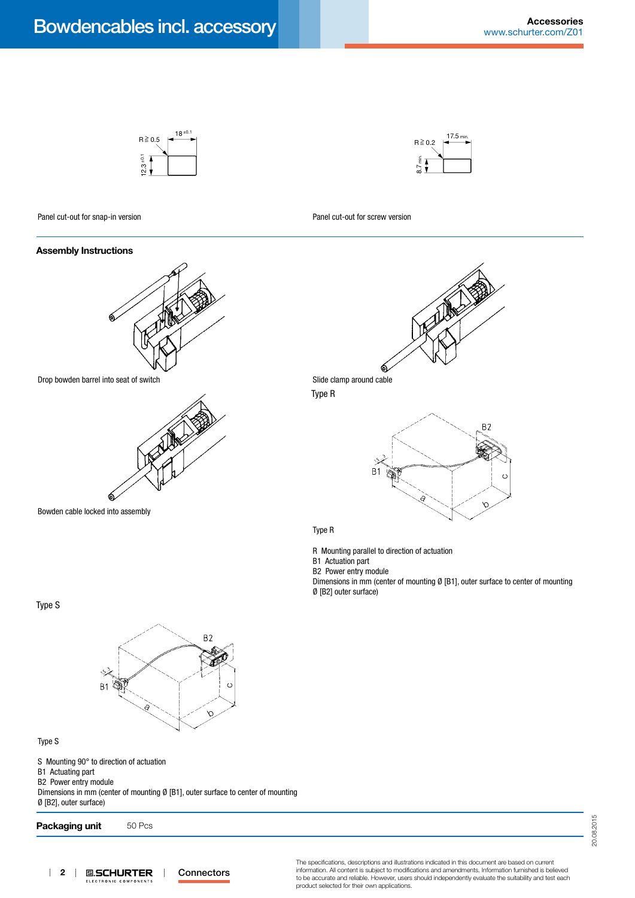R ≧ 0.5

18 ±0.1

12.3 ±0.1

Panel cut-out for snap-in version

R ≧ 0.2

17.5 min.

8.7 min.

Panel cut-out for screw version

## Assembly Instructions

Drop bowden barrel into seat of switch

Slide clamp around cable

Bowden cable locked into assembly

Type R

B2

B1

a

b

c

Type R

R Mounting parallel to direction of actuation
B1 Actuation part
B2 Power entry module
Dimensions in mm (center of mounting Ø [B1], outer surface to center of mounting Ø [B2] outer surface)

Type S

B2

B1

a

b

c

Type S

S Mounting 90° to direction of actuation
B1 Actuating part
B2 Power entry module
Dimensions in mm (center of mounting Ø [B1], outer surface to center of mounting Ø [B2], outer surface)

**Packaging unit** 50 Pcs

The specifications, descriptions and illustrations indicated in this document are based on current information. All content is subject to modifications and amendments. Information furnished is believed to be accurate and reliable. However, users should independently evaluate the suitability and test each product selected for their own applications.